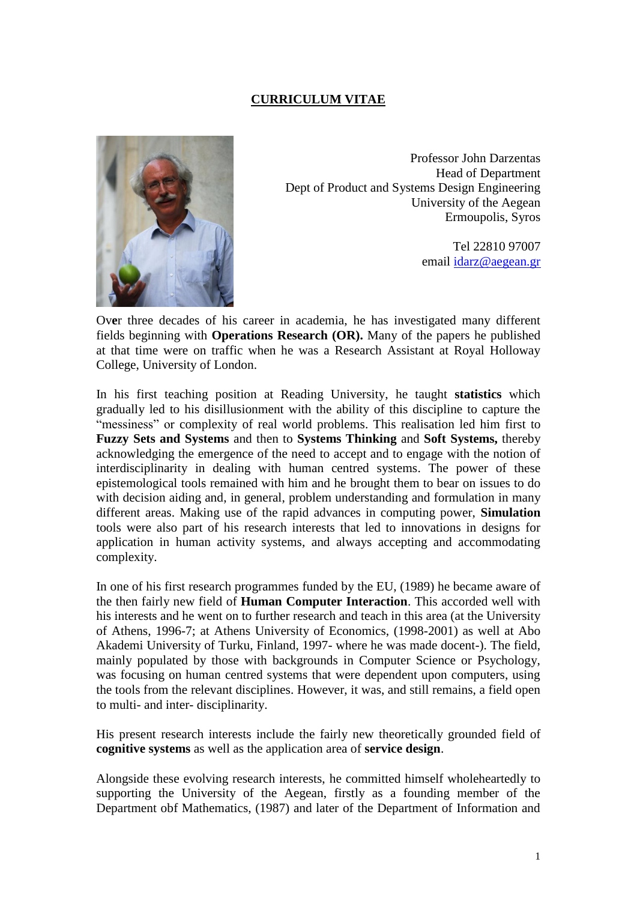# CURRICULUM VITAE

Professor John Darzentas
Head of Department
Dept of Product and Systems Design Engineering
University of the Aegean
Ermoupolis, Syros

Tel 22810 97007
email [idarz@aegean.gr](mailto:idarz@aegean.gr)

Over three decades of his career in academia, he has investigated many different fields beginning with **Operations Research (OR).** Many of the papers he published at that time were on traffic when he was a Research Assistant at Royal Holloway College, University of London.

In his first teaching position at Reading University, he taught **statistics** which gradually led to his disillusionment with the ability of this discipline to capture the "messiness" or complexity of real world problems. This realisation led him first to **Fuzzy Sets and Systems** and then to **Systems Thinking** and **Soft Systems,** thereby acknowledging the emergence of the need to accept and to engage with the notion of interdisciplinarity in dealing with human centred systems. The power of these epistemological tools remained with him and he brought them to bear on issues to do with decision aiding and, in general, problem understanding and formulation in many different areas. Making use of the rapid advances in computing power, **Simulation** tools were also part of his research interests that led to innovations in designs for application in human activity systems, and always accepting and accommodating complexity.

In one of his first research programmes funded by the EU, (1989) he became aware of the then fairly new field of **Human Computer Interaction**. This accorded well with his interests and he went on to further research and teach in this area (at the University of Athens, 1996-7; at Athens University of Economics, (1998-2001) as well at Abo Akademi University of Turku, Finland, 1997- where he was made docent-). The field, mainly populated by those with backgrounds in Computer Science or Psychology, was focusing on human centred systems that were dependent upon computers, using the tools from the relevant disciplines. However, it was, and still remains, a field open to multi- and inter- disciplinarity.

His present research interests include the fairly new theoretically grounded field of **cognitive systems** as well as the application area of **service design**.

Alongside these evolving research interests, he committed himself wholeheartedly to supporting the University of the Aegean, firstly as a founding member of the Department obf Mathematics, (1987) and later of the Department of Information and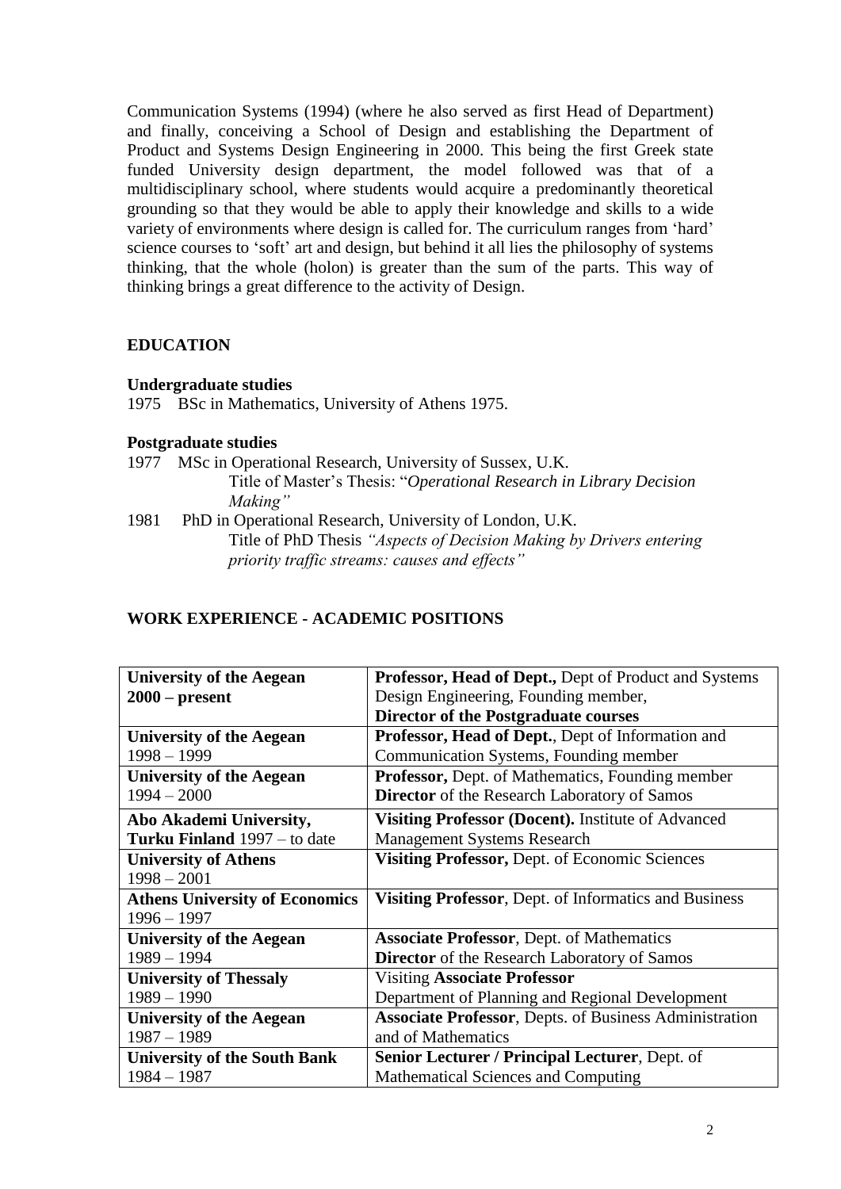Communication Systems (1994) (where he also served as first Head of Department) and finally, conceiving a School of Design and establishing the Department of Product and Systems Design Engineering in 2000. This being the first Greek state funded University design department, the model followed was that of a multidisciplinary school, where students would acquire a predominantly theoretical grounding so that they would be able to apply their knowledge and skills to a wide variety of environments where design is called for. The curriculum ranges from 'hard' science courses to 'soft' art and design, but behind it all lies the philosophy of systems thinking, that the whole (holon) is greater than the sum of the parts. This way of thinking brings a great difference to the activity of Design.

## EDUCATION

### Undergraduate studies

1975 BSc in Mathematics, University of Athens 1975.

### Postgraduate studies

1977 MSc in Operational Research, University of Sussex, U.K.
Title of Master's Thesis: "*Operational Research in Library Decision Making"*

1981 PhD in Operational Research, University of London, U.K.
Title of PhD Thesis *"Aspects of Decision Making by Drivers entering priority traffic streams: causes and effects"*

## WORK EXPERIENCE - ACADEMIC POSITIONS

| | |
|---|---|
| **University of the Aegean**<br>**2000 – present** | **Professor, Head of Dept.,** Dept of Product and Systems Design Engineering, Founding member,<br>**Director of the Postgraduate courses** |
| **University of the Aegean**<br>1998 – 1999 | **Professor, Head of Dept.**, Dept of Information and Communication Systems, Founding member |
| **University of the Aegean**<br>1994 – 2000 | **Professor,** Dept. of Mathematics, Founding member<br>**Director** of the Research Laboratory of Samos |
| **Abo Akademi University,**<br>**Turku Finland** 1997 – to date | **Visiting Professor (Docent).** Institute of Advanced Management Systems Research |
| **University of Athens**<br>1998 – 2001 | **Visiting Professor,** Dept. of Economic Sciences |
| **Athens University of Economics**<br>1996 – 1997 | **Visiting Professor**, Dept. of Informatics and Business |
| **University of the Aegean**<br>1989 – 1994 | **Associate Professor**, Dept. of Mathematics<br>**Director** of the Research Laboratory of Samos |
| **University of Thessaly**<br>1989 – 1990 | Visiting **Associate Professor**<br>Department of Planning and Regional Development |
| **University of the Aegean**<br>1987 – 1989 | **Associate Professor**, Depts. of Business Administration and of Mathematics |
| **University of the South Bank**<br>1984 – 1987 | **Senior Lecturer / Principal Lecturer**, Dept. of Mathematical Sciences and Computing |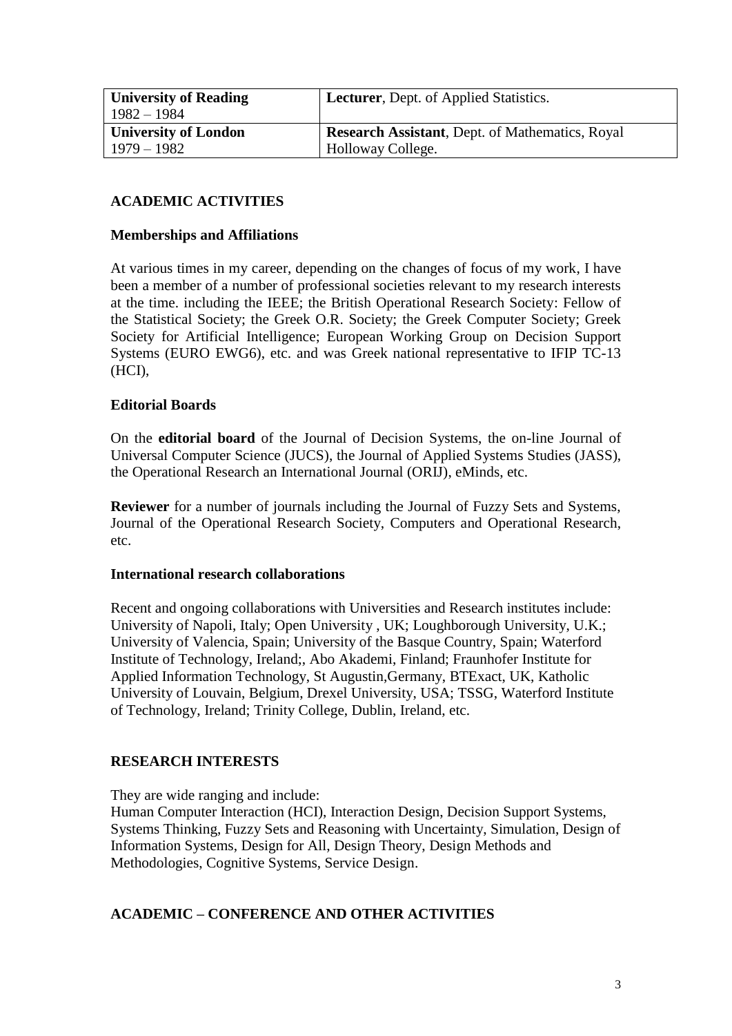| **University of Reading** 1982 – 1984 | **Lecturer**, Dept. of Applied Statistics. |
|---|---|
| **University of London** 1979 – 1982 | **Research Assistant**, Dept. of Mathematics, Royal Holloway College. |

## ACADEMIC ACTIVITIES

### Memberships and Affiliations

At various times in my career, depending on the changes of focus of my work, I have been a member of a number of professional societies relevant to my research interests at the time. including the IEEE; the British Operational Research Society: Fellow of the Statistical Society; the Greek O.R. Society; the Greek Computer Society; Greek Society for Artificial Intelligence; European Working Group on Decision Support Systems (EURO EWG6), etc. and was Greek national representative to IFIP TC-13 (HCI),

### Editorial Boards

On the **editorial board** of the Journal of Decision Systems, the on-line Journal of Universal Computer Science (JUCS), the Journal of Applied Systems Studies (JASS), the Operational Research an International Journal (ORIJ), eMinds, etc.

**Reviewer** for a number of journals including the Journal of Fuzzy Sets and Systems, Journal of the Operational Research Society, Computers and Operational Research, etc.

### International research collaborations

Recent and ongoing collaborations with Universities and Research institutes include: University of Napoli, Italy; Open University , UK; Loughborough University, U.K.; University of Valencia, Spain; University of the Basque Country, Spain; Waterford Institute of Technology, Ireland;, Abo Akademi, Finland; Fraunhofer Institute for Applied Information Technology, St Augustin,Germany, BTExact, UK, Katholic University of Louvain, Belgium, Drexel University, USA; TSSG, Waterford Institute of Technology, Ireland; Trinity College, Dublin, Ireland, etc.

## RESEARCH INTERESTS

They are wide ranging and include:
Human Computer Interaction (HCI), Interaction Design, Decision Support Systems, Systems Thinking, Fuzzy Sets and Reasoning with Uncertainty, Simulation, Design of Information Systems, Design for All, Design Theory, Design Methods and Methodologies, Cognitive Systems, Service Design.

## ACADEMIC – CONFERENCE AND OTHER ACTIVITIES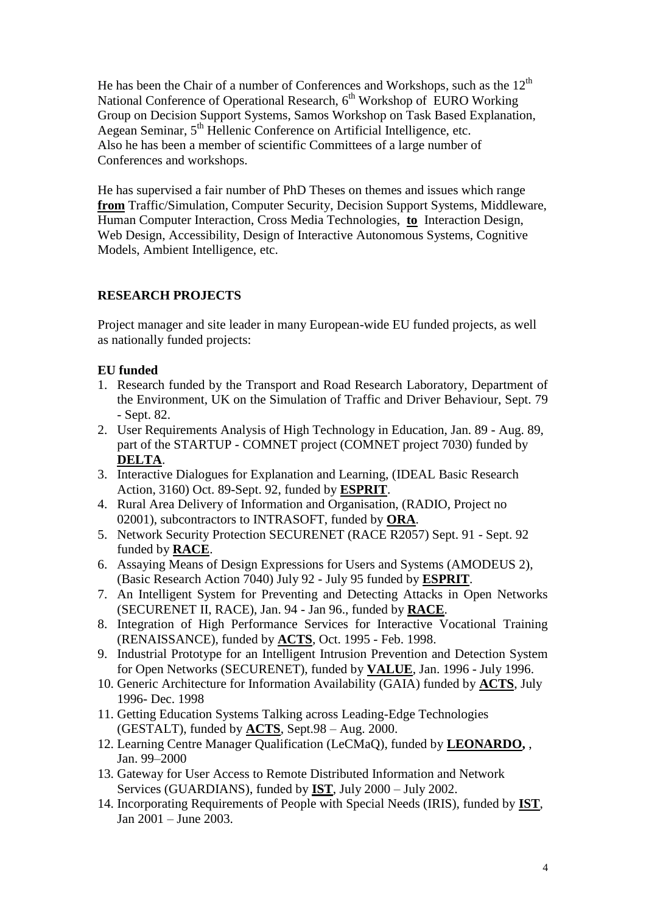He has been the Chair of a number of Conferences and Workshops, such as the 12$^{th}$ National Conference of Operational Research, 6$^{th}$ Workshop of EURO Working Group on Decision Support Systems, Samos Workshop on Task Based Explanation, Aegean Seminar, 5$^{th}$ Hellenic Conference on Artificial Intelligence, etc.
Also he has been a member of scientific Committees of a large number of Conferences and workshops.

He has supervised a fair number of PhD Theses on themes and issues which range **from** Traffic/Simulation, Computer Security, Decision Support Systems, Middleware, Human Computer Interaction, Cross Media Technologies, **to** Interaction Design, Web Design, Accessibility, Design of Interactive Autonomous Systems, Cognitive Models, Ambient Intelligence, etc.

## RESEARCH PROJECTS

Project manager and site leader in many European-wide EU funded projects, as well as nationally funded projects:

### EU funded

1. Research funded by the Transport and Road Research Laboratory, Department of the Environment, UK on the Simulation of Traffic and Driver Behaviour, Sept. 79 - Sept. 82.
2. User Requirements Analysis of High Technology in Education, Jan. 89 - Aug. 89, part of the STARTUP - COMNET project (COMNET project 7030) funded by **DELTA**.
3. Interactive Dialogues for Explanation and Learning, (IDEAL Basic Research Action, 3160) Oct. 89-Sept. 92, funded by **ESPRIT**.
4. Rural Area Delivery of Information and Organisation, (RADIO, Project no 02001), subcontractors to INTRASOFT, funded by **ORA**.
5. Network Security Protection SECURENET (RACE R2057) Sept. 91 - Sept. 92 funded by **RACE**.
6. Assaying Means of Design Expressions for Users and Systems (AMODEUS 2), (Basic Research Action 7040) July 92 - July 95 funded by **ESPRIT**.
7. An Intelligent System for Preventing and Detecting Attacks in Open Networks (SECURENET II, RACE), Jan. 94 - Jan 96., funded by **RACE**.
8. Integration of High Performance Services for Interactive Vocational Training (RENAISSANCE), funded by **ACTS**, Oct. 1995 - Feb. 1998.
9. Industrial Prototype for an Intelligent Intrusion Prevention and Detection System for Open Networks (SECURENET), funded by **VALUE**, Jan. 1996 - July 1996.
10. Generic Architecture for Information Availability (GAIA) funded by **ACTS**, July 1996- Dec. 1998
11. Getting Education Systems Talking across Leading-Edge Technologies (GESTALT), funded by **ACTS**, Sept.98 – Aug. 2000.
12. Learning Centre Manager Qualification (LeCMaQ), funded by **LEONARDO**, , Jan. 99–2000
13. Gateway for User Access to Remote Distributed Information and Network Services (GUARDIANS), funded by **IST**, July 2000 – July 2002.
14. Incorporating Requirements of People with Special Needs (IRIS), funded by **IST**, Jan 2001 – June 2003.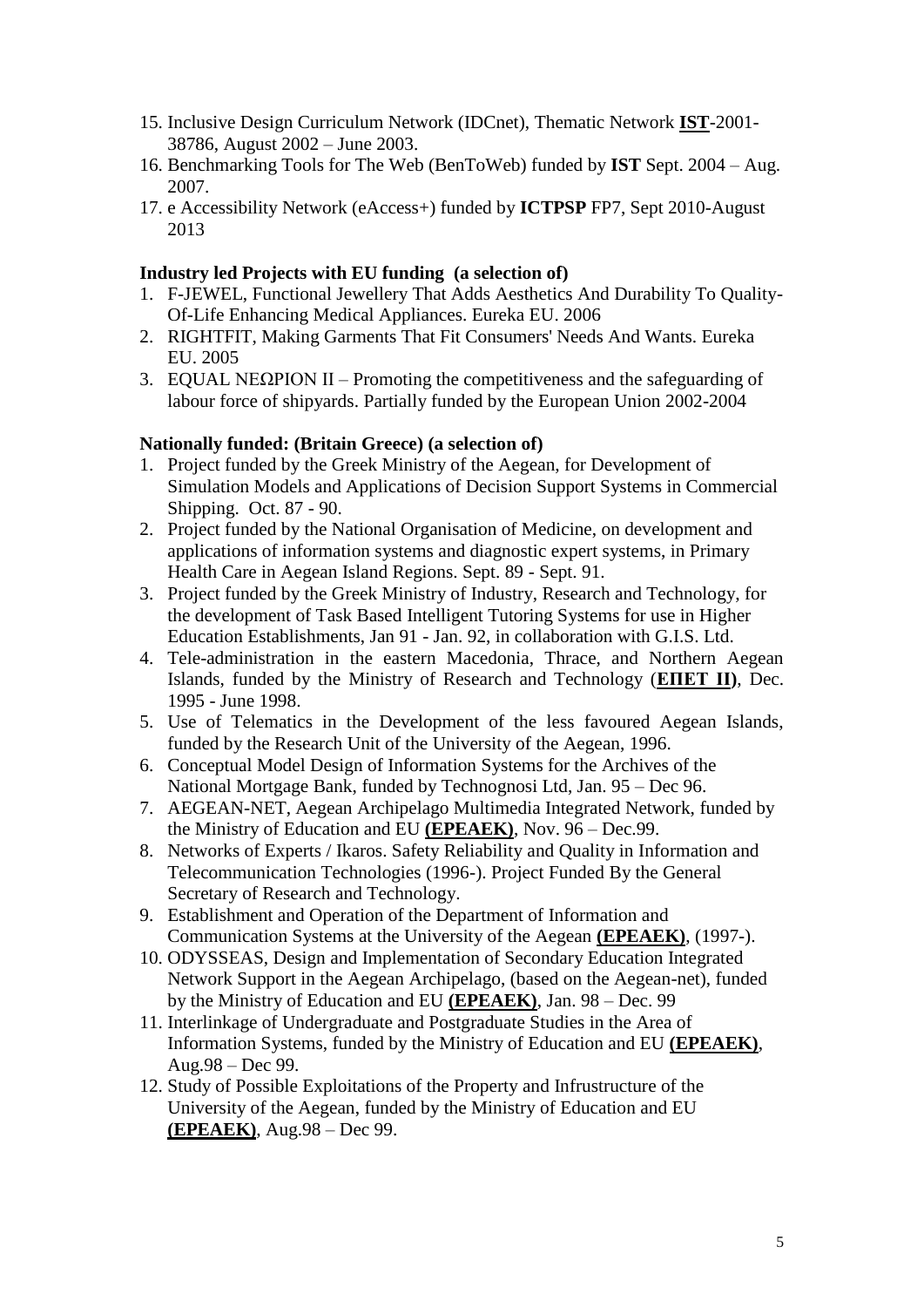15. Inclusive Design Curriculum Network (IDCnet), Thematic Network **IST**-2001-38786, August 2002 – June 2003.
16. Benchmarking Tools for The Web (BenToWeb) funded by **IST** Sept. 2004 – Aug. 2007.
17. e Accessibility Network (eAccess+) funded by **ICTPSP** FP7, Sept 2010-August 2013

**Industry led Projects with EU funding (a selection of)**

1. F-JEWEL, Functional Jewellery That Adds Aesthetics And Durability To Quality-Of-Life Enhancing Medical Appliances. Eureka EU. 2006
2. RIGHTFIT, Making Garments That Fit Consumers' Needs And Wants. Eureka EU. 2005
3. EQUAL ΝΕΩΡΙΟΝ II – Promoting the competitiveness and the safeguarding of labour force of shipyards. Partially funded by the European Union 2002-2004

**Nationally funded: (Britain Greece) (a selection of)**

1. Project funded by the Greek Ministry of the Aegean, for Development of Simulation Models and Applications of Decision Support Systems in Commercial Shipping. Oct. 87 - 90.
2. Project funded by the National Organisation of Medicine, on development and applications of information systems and diagnostic expert systems, in Primary Health Care in Aegean Island Regions. Sept. 89 - Sept. 91.
3. Project funded by the Greek Ministry of Industry, Research and Technology, for the development of Task Based Intelligent Tutoring Systems for use in Higher Education Establishments, Jan 91 - Jan. 92, in collaboration with G.I.S. Ltd.
4. Tele-administration in the eastern Macedonia, Thrace, and Northern Aegean Islands, funded by the Ministry of Research and Technology (**ΕΠΕΤ ΙΙ)**, Dec. 1995 - June 1998.
5. Use of Telematics in the Development of the less favoured Aegean Islands, funded by the Research Unit of the University of the Aegean, 1996.
6. Conceptual Model Design of Information Systems for the Archives of the National Mortgage Bank, funded by Technognosi Ltd, Jan. 95 – Dec 96.
7. AEGEAN-NET, Aegean Archipelago Multimedia Integrated Network, funded by the Ministry of Education and EU **(ΕΡΕΑΕΚ)**, Nov. 96 – Dec.99.
8. Networks of Experts / Ikaros. Safety Reliability and Quality in Information and Telecommunication Technologies (1996-). Project Funded By the General Secretary of Research and Technology.
9. Establishment and Operation of the Department of Information and Communication Systems at the University of the Aegean **(ΕΡΕΑΕΚ)**, (1997-).
10. ODYSSEAS, Design and Implementation of Secondary Education Integrated Network Support in the Aegean Archipelago, (based on the Aegean-net), funded by the Ministry of Education and EU **(ΕΡΕΑΕΚ)**, Jan. 98 – Dec. 99
11. Interlinkage of Undergraduate and Postgraduate Studies in the Area of Information Systems, funded by the Ministry of Education and EU **(ΕΡΕΑΕΚ)**, Aug.98 – Dec 99.
12. Study of Possible Exploitations of the Property and Infrustructure of the University of the Aegean, funded by the Ministry of Education and EU **(ΕΡΕΑΕΚ)**, Aug.98 – Dec 99.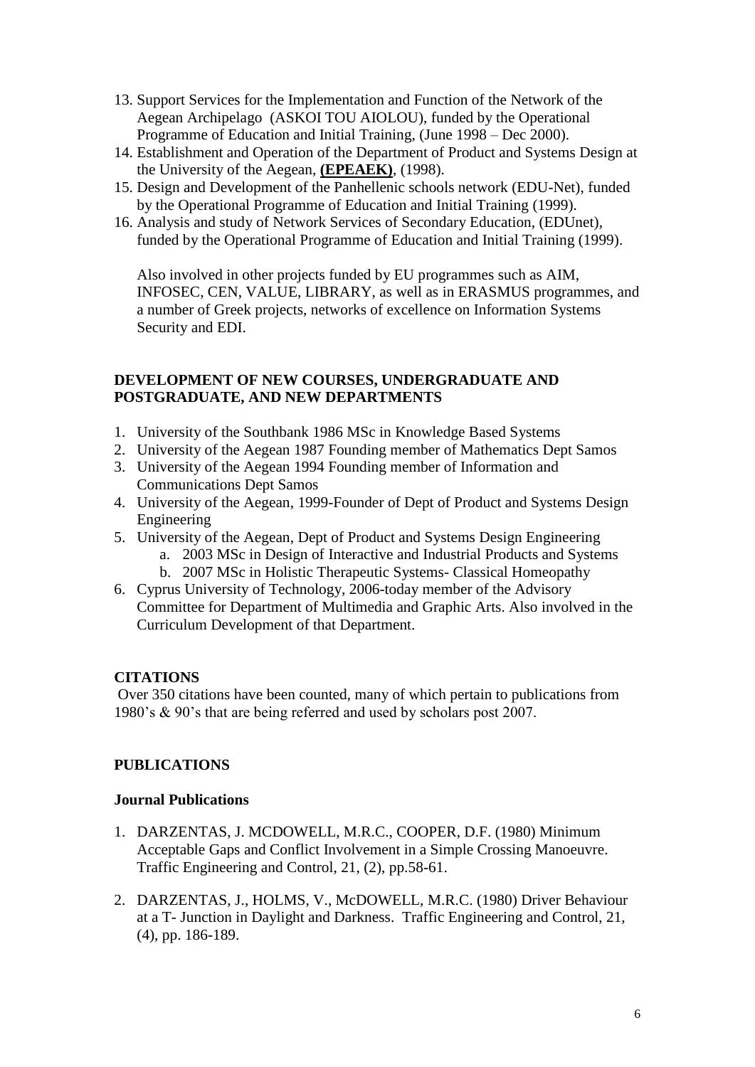13. Support Services for the Implementation and Function of the Network of the Aegean Archipelago (ASKOI TOU AIOLOU), funded by the Operational Programme of Education and Initial Training, (June 1998 – Dec 2000).
14. Establishment and Operation of the Department of Product and Systems Design at the University of the Aegean, **(EPEAEK)**, (1998).
15. Design and Development of the Panhellenic schools network (EDU-Net), funded by the Operational Programme of Education and Initial Training (1999).
16. Analysis and study of Network Services of Secondary Education, (EDUnet), funded by the Operational Programme of Education and Initial Training (1999).

    Also involved in other projects funded by EU programmes such as AIM, INFOSEC, CEN, VALUE, LIBRARY, as well as in ERASMUS programmes, and a number of Greek projects, networks of excellence on Information Systems Security and EDI.

**DEVELOPMENT OF NEW COURSES, UNDERGRADUATE AND POSTGRADUATE, AND NEW DEPARTMENTS**

1. University of the Southbank 1986 MSc in Knowledge Based Systems
2. University of the Aegean 1987 Founding member of Mathematics Dept Samos
3. University of the Aegean 1994 Founding member of Information and Communications Dept Samos
4. University of the Aegean, 1999-Founder of Dept of Product and Systems Design Engineering
5. University of the Aegean, Dept of Product and Systems Design Engineering
    a. 2003 MSc in Design of Interactive and Industrial Products and Systems
    b. 2007 MSc in Holistic Therapeutic Systems- Classical Homeopathy
6. Cyprus University of Technology, 2006-today member of the Advisory Committee for Department of Multimedia and Graphic Arts. Also involved in the Curriculum Development of that Department.

**CITATIONS**

Over 350 citations have been counted, many of which pertain to publications from 1980's & 90's that are being referred and used by scholars post 2007.

**PUBLICATIONS**

**Journal Publications**

1. DARZENTAS, J. MCDOWELL, M.R.C., COOPER, D.F. (1980) Minimum Acceptable Gaps and Conflict Involvement in a Simple Crossing Manoeuvre. Traffic Engineering and Control, 21, (2), pp.58-61.

2. DARZENTAS, J., HOLMS, V., McDOWELL, M.R.C. (1980) Driver Behaviour at a T- Junction in Daylight and Darkness. Traffic Engineering and Control, 21, (4), pp. 186-189.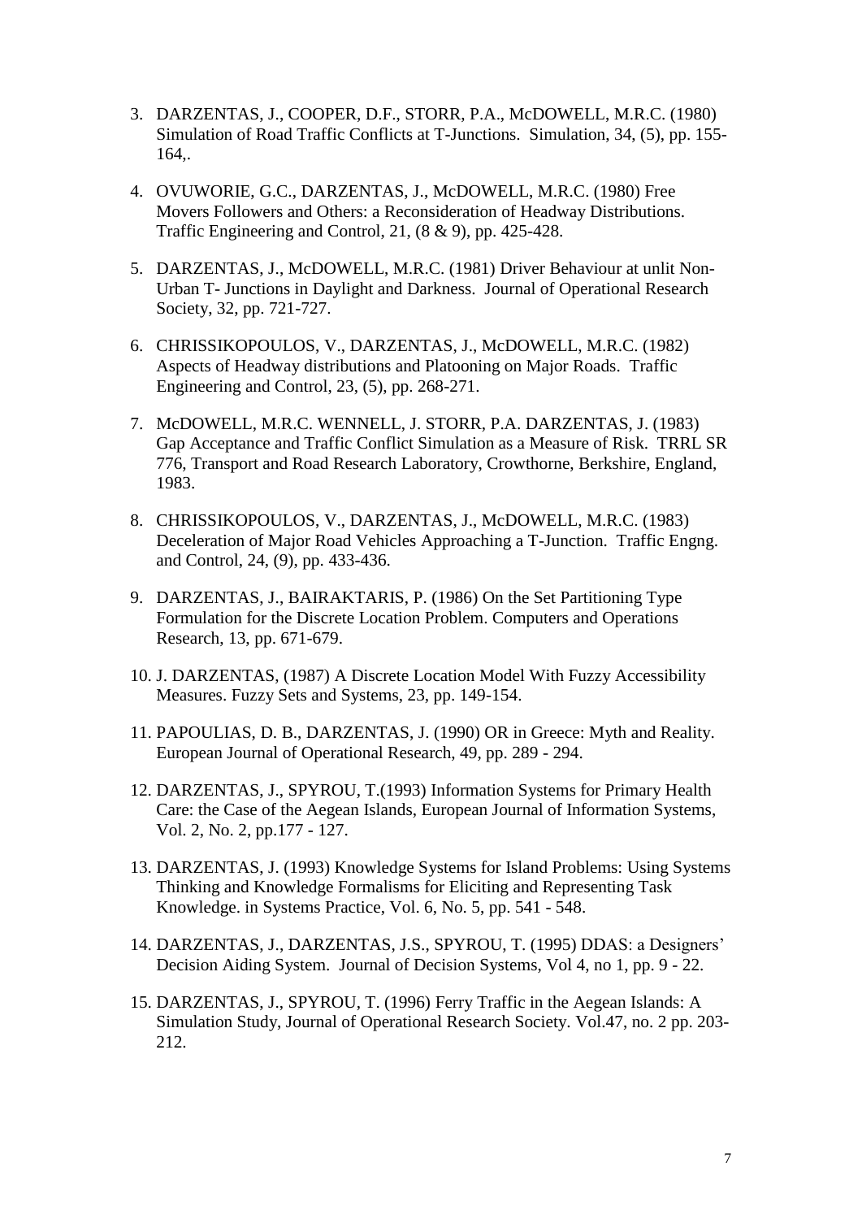3. DARZENTAS, J., COOPER, D.F., STORR, P.A., McDOWELL, M.R.C. (1980) Simulation of Road Traffic Conflicts at T-Junctions. Simulation, 34, (5), pp. 155-164,.

4. OVUWORIE, G.C., DARZENTAS, J., McDOWELL, M.R.C. (1980) Free Movers Followers and Others: a Reconsideration of Headway Distributions. Traffic Engineering and Control, 21, (8 & 9), pp. 425-428.

5. DARZENTAS, J., McDOWELL, M.R.C. (1981) Driver Behaviour at unlit Non-Urban T- Junctions in Daylight and Darkness. Journal of Operational Research Society, 32, pp. 721-727.

6. CHRISSIKOPOULOS, V., DARZENTAS, J., McDOWELL, M.R.C. (1982) Aspects of Headway distributions and Platooning on Major Roads. Traffic Engineering and Control, 23, (5), pp. 268-271.

7. McDOWELL, M.R.C. WENNELL, J. STORR, P.A. DARZENTAS, J. (1983) Gap Acceptance and Traffic Conflict Simulation as a Measure of Risk. TRRL SR 776, Transport and Road Research Laboratory, Crowthorne, Berkshire, England, 1983.

8. CHRISSIKOPOULOS, V., DARZENTAS, J., McDOWELL, M.R.C. (1983) Deceleration of Major Road Vehicles Approaching a T-Junction. Traffic Engng. and Control, 24, (9), pp. 433-436.

9. DARZENTAS, J., BAIRAKTARIS, P. (1986) On the Set Partitioning Type Formulation for the Discrete Location Problem. Computers and Operations Research, 13, pp. 671-679.

10. J. DARZENTAS, (1987) A Discrete Location Model With Fuzzy Accessibility Measures. Fuzzy Sets and Systems, 23, pp. 149-154.

11. PAPOULIAS, D. B., DARZENTAS, J. (1990) OR in Greece: Myth and Reality. European Journal of Operational Research, 49, pp. 289 - 294.

12. DARZENTAS, J., SPYROU, T.(1993) Information Systems for Primary Health Care: the Case of the Aegean Islands, European Journal of Information Systems, Vol. 2, No. 2, pp.177 - 127.

13. DARZENTAS, J. (1993) Knowledge Systems for Island Problems: Using Systems Thinking and Knowledge Formalisms for Eliciting and Representing Task Knowledge. in Systems Practice, Vol. 6, No. 5, pp. 541 - 548.

14. DARZENTAS, J., DARZENTAS, J.S., SPYROU, T. (1995) DDAS: a Designers' Decision Aiding System. Journal of Decision Systems, Vol 4, no 1, pp. 9 - 22.

15. DARZENTAS, J., SPYROU, T. (1996) Ferry Traffic in the Aegean Islands: A Simulation Study, Journal of Operational Research Society. Vol.47, no. 2 pp. 203-212.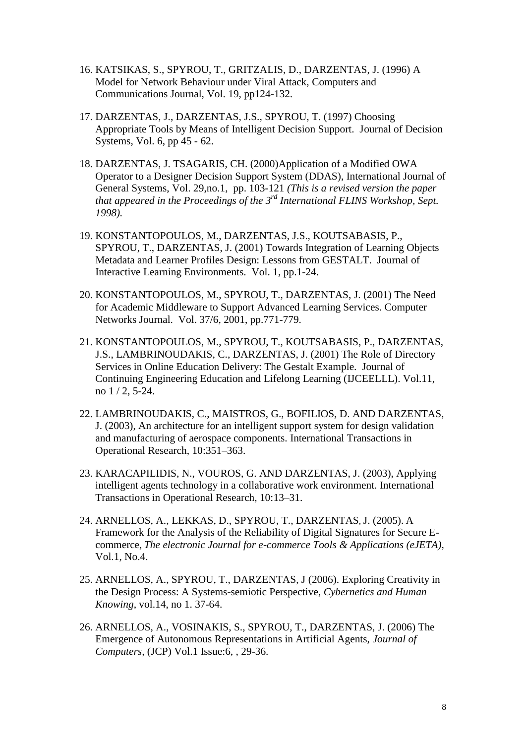16. KATSIKAS, S., SPYROU, T., GRITZALIS, D., DARZENTAS, J. (1996) A Model for Network Behaviour under Viral Attack, Computers and Communications Journal, Vol. 19, pp124-132.

17. DARZENTAS, J., DARZENTAS, J.S., SPYROU, T. (1997) Choosing Appropriate Tools by Means of Intelligent Decision Support. Journal of Decision Systems, Vol. 6, pp 45 - 62.

18. DARZENTAS, J. TSAGARIS, CH. (2000)Application of a Modified OWA Operator to a Designer Decision Support System (DDAS), International Journal of General Systems, Vol. 29,no.1, pp. 103-121 *(This is a revised version the paper that appeared in the Proceedings of the 3rd International FLINS Workshop, Sept. 1998).*

19. KONSTANTOPOULOS, M., DARZENTAS, J.S., KOUTSABASIS, P., SPYROU, T., DARZENTAS, J. (2001) Towards Integration of Learning Objects Metadata and Learner Profiles Design: Lessons from GESTALT. Journal of Interactive Learning Environments. Vol. 1, pp.1-24.

20. KONSTANTOPOULOS, M., SPYROU, T., DARZENTAS, J. (2001) The Need for Academic Middleware to Support Advanced Learning Services. Computer Networks Journal. Vol. 37/6, 2001, pp.771-779.

21. KONSTANTOPOULOS, M., SPYROU, T., KOUTSABASIS, P., DARZENTAS, J.S., LAMBRINOUDAKIS, C., DARZENTAS, J. (2001) The Role of Directory Services in Online Education Delivery: The Gestalt Example. Journal of Continuing Engineering Education and Lifelong Learning (IJCEELLL). Vol.11, no 1 / 2, 5-24.

22. LAMBRINOUDAKIS, C., MAISTROS, G., BOFILIOS, D. AND DARZENTAS, J. (2003), An architecture for an intelligent support system for design validation and manufacturing of aerospace components. International Transactions in Operational Research, 10:351–363.

23. KARACAPILIDIS, N., VOUROS, G. AND DARZENTAS, J. (2003), Applying intelligent agents technology in a collaborative work environment. International Transactions in Operational Research, 10:13–31.

24. ARNELLOS, A., LEKKAS, D., SPYROU, T., DARZENTAS, J. (2005). A Framework for the Analysis of the Reliability of Digital Signatures for Secure E-commerce, *The electronic Journal for e-commerce Tools & Applications (eJETA)*, Vol.1, No.4.

25. ARNELLOS, A., SPYROU, T., DARZENTAS, J (2006). Exploring Creativity in the Design Process: A Systems-semiotic Perspective, *Cybernetics and Human Knowing*, vol.14, no 1. 37-64.

26. ARNELLOS, A., VOSINAKIS, S., SPYROU, T., DARZENTAS, J. (2006) The Emergence of Autonomous Representations in Artificial Agents, *Journal of Computers,* (JCP) Vol.1 Issue:6, , 29-36.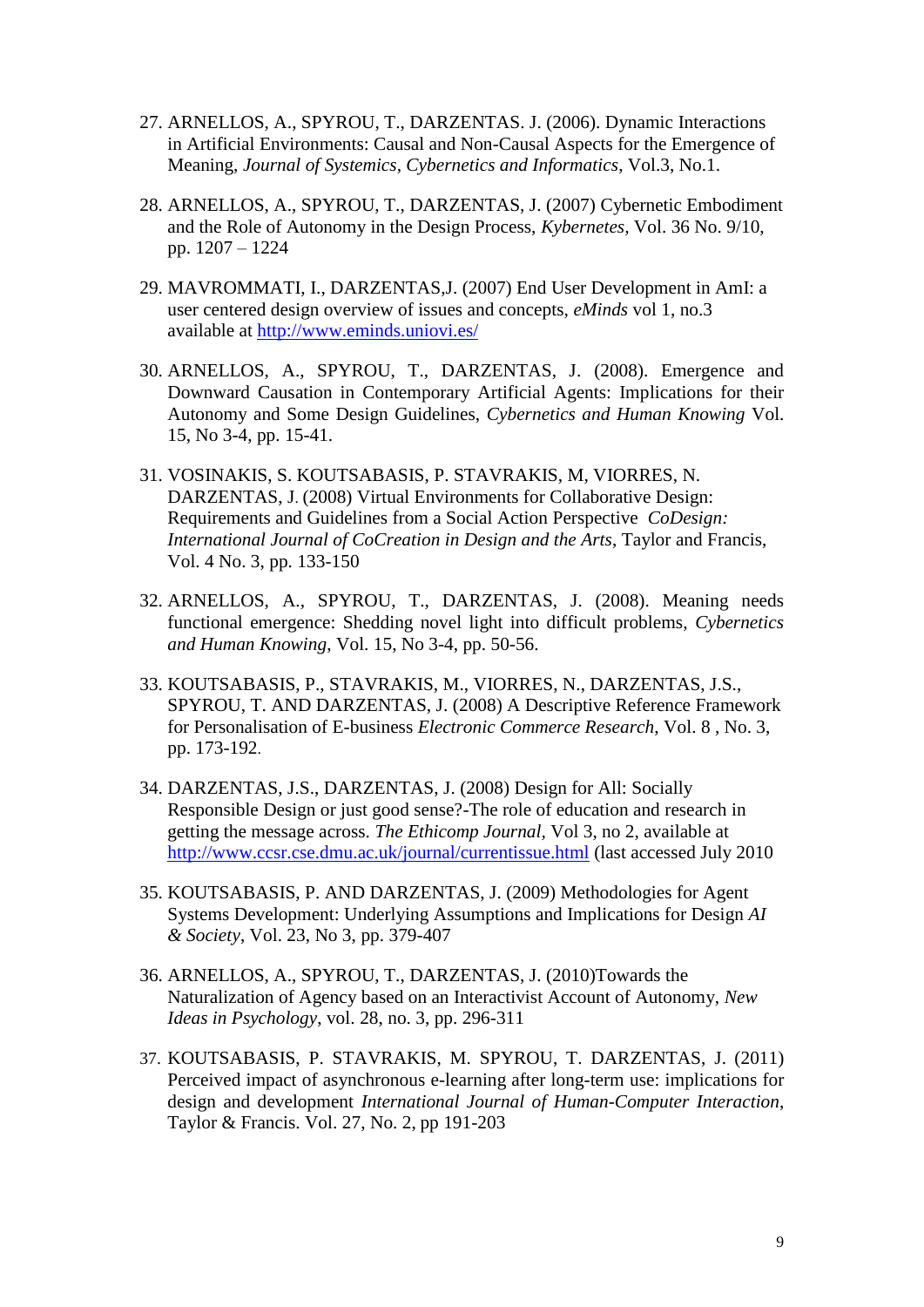27. ARNELLOS, A., SPYROU, T., DARZENTAS. J. (2006). Dynamic Interactions in Artificial Environments: Causal and Non-Causal Aspects for the Emergence of Meaning, *Journal of Systemics, Cybernetics and Informatics*, Vol.3, No.1.

28. ARNELLOS, A., SPYROU, T., DARZENTAS, J. (2007) Cybernetic Embodiment and the Role of Autonomy in the Design Process, *Kybernetes*, Vol. 36 No. 9/10, pp. 1207 – 1224

29. MAVROMMATI, I., DARZENTAS,J. (2007) End User Development in AmI: a user centered design overview of issues and concepts, *eMinds* vol 1, no.3 available at [http://www.eminds.uniovi.es/](http://www.eminds.uniovi.es/)

30. ARNELLOS, A., SPYROU, T., DARZENTAS, J. (2008). Emergence and Downward Causation in Contemporary Artificial Agents: Implications for their Autonomy and Some Design Guidelines, *Cybernetics and Human Knowing* Vol. 15, No 3-4, pp. 15-41.

31. VOSINAKIS, S. KOUTSABASIS, P. STAVRAKIS, M, VIORRES, N. DARZENTAS, J. (2008) Virtual Environments for Collaborative Design: Requirements and Guidelines from a Social Action Perspective *CoDesign: International Journal of CoCreation in Design and the Arts*, Taylor and Francis, Vol. 4 No. 3, pp. 133-150

32. ARNELLOS, A., SPYROU, T., DARZENTAS, J. (2008). Meaning needs functional emergence: Shedding novel light into difficult problems, *Cybernetics and Human Knowing*, Vol. 15, No 3-4, pp. 50-56.

33. KOUTSABASIS, P., STAVRAKIS, M., VIORRES, N., DARZENTAS, J.S., SPYROU, T. AND DARZENTAS, J. (2008) A Descriptive Reference Framework for Personalisation of E-business *Electronic Commerce Research*, Vol. 8 , No. 3, pp. 173-192.

34. DARZENTAS, J.S., DARZENTAS, J. (2008) Design for All: Socially Responsible Design or just good sense?-The role of education and research in getting the message across. *The Ethicomp Journal*, Vol 3, no 2, available at [http://www.ccsr.cse.dmu.ac.uk/journal/currentissue.html](http://www.ccsr.cse.dmu.ac.uk/journal/currentissue.html) (last accessed July 2010

35. KOUTSABASIS, P. AND DARZENTAS, J. (2009) Methodologies for Agent Systems Development: Underlying Assumptions and Implications for Design *AI & Society*, Vol. 23, No 3, pp. 379-407

36. ARNELLOS, A., SPYROU, T., DARZENTAS, J. (2010)Towards the Naturalization of Agency based on an Interactivist Account of Autonomy, *New Ideas in Psychology*, vol. 28, no. 3, pp. 296-311

37. KOUTSABASIS, P. STAVRAKIS, M. SPYROU, T. DARZENTAS, J. (2011) Perceived impact of asynchronous e-learning after long-term use: implications for design and development *International Journal of Human-Computer Interaction*, Taylor & Francis. Vol. 27, No. 2, pp 191-203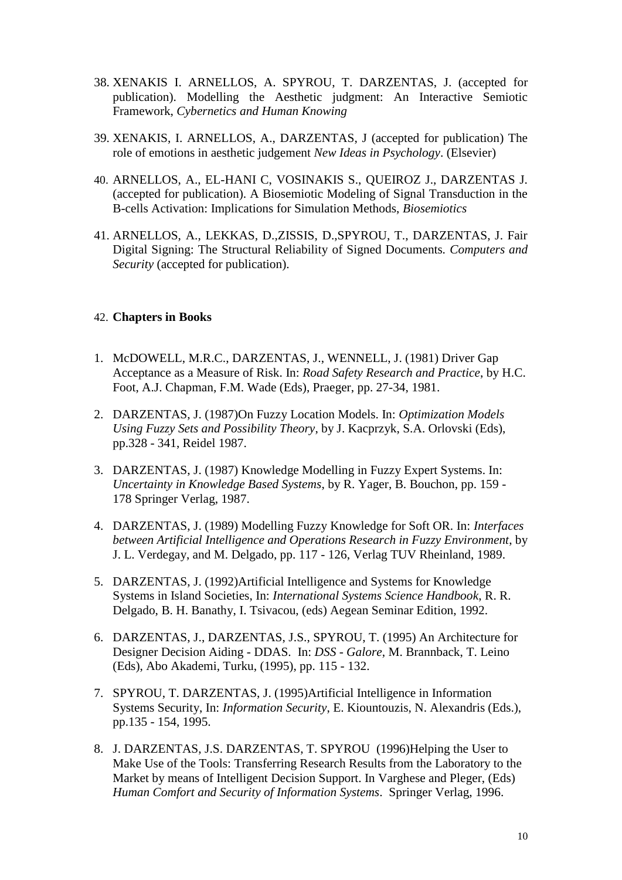38. XENAKIS I. ARNELLOS, A. SPYROU, T. DARZENTAS, J. (accepted for publication). Modelling the Aesthetic judgment: An Interactive Semiotic Framework, *Cybernetics and Human Knowing*

39. XENAKIS, I. ARNELLOS, A., DARZENTAS, J (accepted for publication) The role of emotions in aesthetic judgement *New Ideas in Psychology*. (Elsevier)

40. ARNELLOS, A., EL-HANI C, VOSINAKIS S., QUEIROZ J., DARZENTAS J. (accepted for publication). A Biosemiotic Modeling of Signal Transduction in the B-cells Activation: Implications for Simulation Methods, *Biosemiotics*

41. ARNELLOS, A., LEKKAS, D.,ZISSIS, D.,SPYROU, T., DARZENTAS, J. Fair Digital Signing: The Structural Reliability of Signed Documents. *Computers and Security* (accepted for publication).

42. **Chapters in Books**

1. McDOWELL, M.R.C., DARZENTAS, J., WENNELL, J. (1981) Driver Gap Acceptance as a Measure of Risk. In: *Road Safety Research and Practice*, by H.C. Foot, A.J. Chapman, F.M. Wade (Eds), Praeger, pp. 27-34, 1981.

2. DARZENTAS, J. (1987)On Fuzzy Location Models. In: *Optimization Models Using Fuzzy Sets and Possibility Theory*, by J. Kacprzyk, S.A. Orlovski (Eds), pp.328 - 341, Reidel 1987.

3. DARZENTAS, J. (1987) Knowledge Modelling in Fuzzy Expert Systems. In: *Uncertainty in Knowledge Based Systems*, by R. Yager, B. Bouchon, pp. 159 - 178 Springer Verlag, 1987.

4. DARZENTAS, J. (1989) Modelling Fuzzy Knowledge for Soft OR. In: *Interfaces between Artificial Intelligence and Operations Research in Fuzzy Environment*, by J. L. Verdegay, and M. Delgado, pp. 117 - 126, Verlag TUV Rheinland, 1989.

5. DARZENTAS, J. (1992)Artificial Intelligence and Systems for Knowledge Systems in Island Societies, In: *International Systems Science Handbook*, R. R. Delgado, B. H. Banathy, I. Tsivacou, (eds) Aegean Seminar Edition, 1992.

6. DARZENTAS, J., DARZENTAS, J.S., SPYROU, T. (1995) An Architecture for Designer Decision Aiding - DDAS. In: *DSS - Galore*, M. Brannback, T. Leino (Eds), Abo Akademi, Turku, (1995), pp. 115 - 132.

7. SPYROU, T. DARZENTAS, J. (1995)Artificial Intelligence in Information Systems Security, In: *Information Security*, E. Kiountouzis, N. Alexandris (Eds.), pp.135 - 154, 1995.

8. J. DARZENTAS, J.S. DARZENTAS, T. SPYROU (1996)Helping the User to Make Use of the Tools: Transferring Research Results from the Laboratory to the Market by means of Intelligent Decision Support. In Varghese and Pleger, (Eds) *Human Comfort and Security of Information Systems*. Springer Verlag, 1996.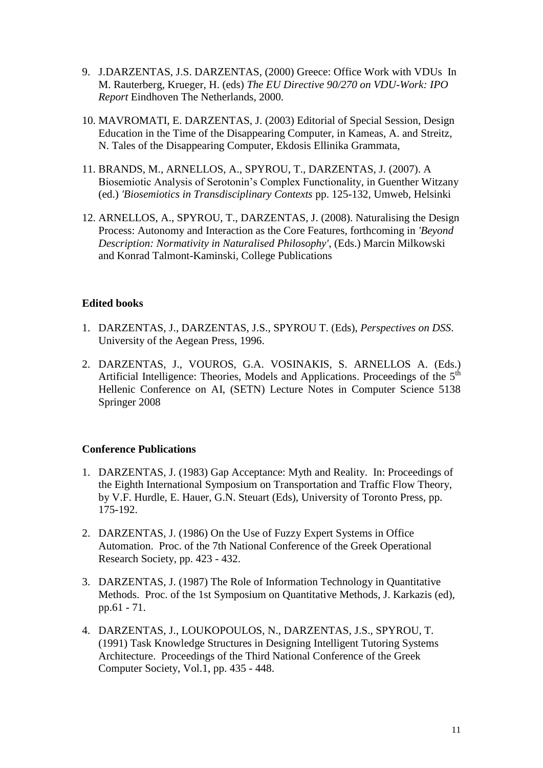9. J.DARZENTAS, J.S. DARZENTAS, (2000) Greece: Office Work with VDUs In M. Rauterberg, Krueger, H. (eds) *The EU Directive 90/270 on VDU-Work: IPO Report* Eindhoven The Netherlands, 2000.

10. MAVROMATI, E. DARZENTAS, J. (2003) Editorial of Special Session, Design Education in the Time of the Disappearing Computer, in Kameas, A. and Streitz, N. Tales of the Disappearing Computer, Ekdosis Ellinika Grammata,

11. BRANDS, M., ARNELLOS, A., SPYROU, T., DARZENTAS, J. (2007). A Biosemiotic Analysis of Serotonin's Complex Functionality, in Guenther Witzany (ed.) *'Biosemiotics in Transdisciplinary Contexts* pp. 125-132, Umweb, Helsinki

12. ARNELLOS, A., SPYROU, T., DARZENTAS, J. (2008). Naturalising the Design Process: Autonomy and Interaction as the Core Features, forthcoming in *'Beyond Description: Normativity in Naturalised Philosophy'*, (Eds.) Marcin Milkowski and Konrad Talmont-Kaminski, College Publications

**Edited books**

1. DARZENTAS, J., DARZENTAS, J.S., SPYROU T. (Eds), *Perspectives on DSS*. University of the Aegean Press, 1996.

2. DARZENTAS, J., VOUROS, G.A. VOSINAKIS, S. ARNELLOS A. (Eds.) Artificial Intelligence: Theories, Models and Applications. Proceedings of the 5th Hellenic Conference on AI, (SETN) Lecture Notes in Computer Science 5138 Springer 2008

**Conference Publications**

1. DARZENTAS, J. (1983) Gap Acceptance: Myth and Reality. In: Proceedings of the Eighth International Symposium on Transportation and Traffic Flow Theory, by V.F. Hurdle, E. Hauer, G.N. Steuart (Eds), University of Toronto Press, pp. 175-192.

2. DARZENTAS, J. (1986) On the Use of Fuzzy Expert Systems in Office Automation. Proc. of the 7th National Conference of the Greek Operational Research Society, pp. 423 - 432.

3. DARZENTAS, J. (1987) The Role of Information Technology in Quantitative Methods. Proc. of the 1st Symposium on Quantitative Methods, J. Karkazis (ed), pp.61 - 71.

4. DARZENTAS, J., LOUKOPOULOS, N., DARZENTAS, J.S., SPYROU, T. (1991) Task Knowledge Structures in Designing Intelligent Tutoring Systems Architecture. Proceedings of the Third National Conference of the Greek Computer Society, Vol.1, pp. 435 - 448.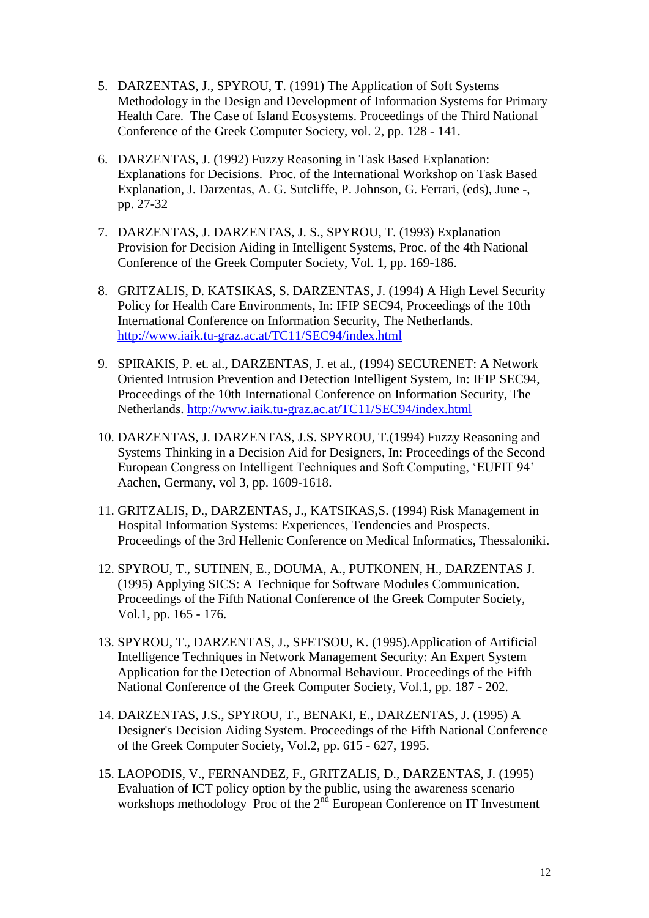5. DARZENTAS, J., SPYROU, T. (1991) The Application of Soft Systems Methodology in the Design and Development of Information Systems for Primary Health Care. The Case of Island Ecosystems. Proceedings of the Third National Conference of the Greek Computer Society, vol. 2, pp. 128 - 141.

6. DARZENTAS, J. (1992) Fuzzy Reasoning in Task Based Explanation: Explanations for Decisions. Proc. of the International Workshop on Task Based Explanation, J. Darzentas, A. G. Sutcliffe, P. Johnson, G. Ferrari, (eds), June -, pp. 27-32

7. DARZENTAS, J. DARZENTAS, J. S., SPYROU, T. (1993) Explanation Provision for Decision Aiding in Intelligent Systems, Proc. of the 4th National Conference of the Greek Computer Society, Vol. 1, pp. 169-186.

8. GRITZALIS, D. KATSIKAS, S. DARZENTAS, J. (1994) A High Level Security Policy for Health Care Environments, In: IFIP SEC94, Proceedings of the 10th International Conference on Information Security, The Netherlands. http://www.iaik.tu-graz.ac.at/TC11/SEC94/index.html

9. SPIRAKIS, P. et. al., DARZENTAS, J. et al., (1994) SECURENET: A Network Oriented Intrusion Prevention and Detection Intelligent System, In: IFIP SEC94, Proceedings of the 10th International Conference on Information Security, The Netherlands. http://www.iaik.tu-graz.ac.at/TC11/SEC94/index.html

10. DARZENTAS, J. DARZENTAS, J.S. SPYROU, T.(1994) Fuzzy Reasoning and Systems Thinking in a Decision Aid for Designers, In: Proceedings of the Second European Congress on Intelligent Techniques and Soft Computing, 'EUFIT 94' Aachen, Germany, vol 3, pp. 1609-1618.

11. GRITZALIS, D., DARZENTAS, J., KATSIKAS,S. (1994) Risk Management in Hospital Information Systems: Experiences, Tendencies and Prospects. Proceedings of the 3rd Hellenic Conference on Medical Informatics, Thessaloniki.

12. SPYROU, T., SUTINEN, E., DOUMA, A., PUTKONEN, H., DARZENTAS J. (1995) Applying SICS: A Technique for Software Modules Communication. Proceedings of the Fifth National Conference of the Greek Computer Society, Vol.1, pp. 165 - 176.

13. SPYROU, T., DARZENTAS, J., SFETSOU, K. (1995).Application of Artificial Intelligence Techniques in Network Management Security: An Expert System Application for the Detection of Abnormal Behaviour. Proceedings of the Fifth National Conference of the Greek Computer Society, Vol.1, pp. 187 - 202.

14. DARZENTAS, J.S., SPYROU, T., BENAKI, E., DARZENTAS, J. (1995) A Designer's Decision Aiding System. Proceedings of the Fifth National Conference of the Greek Computer Society, Vol.2, pp. 615 - 627, 1995.

15. LAOPODIS, V., FERNANDEZ, F., GRITZALIS, D., DARZENTAS, J. (1995) Evaluation of ICT policy option by the public, using the awareness scenario workshops methodology Proc of the 2nd European Conference on IT Investment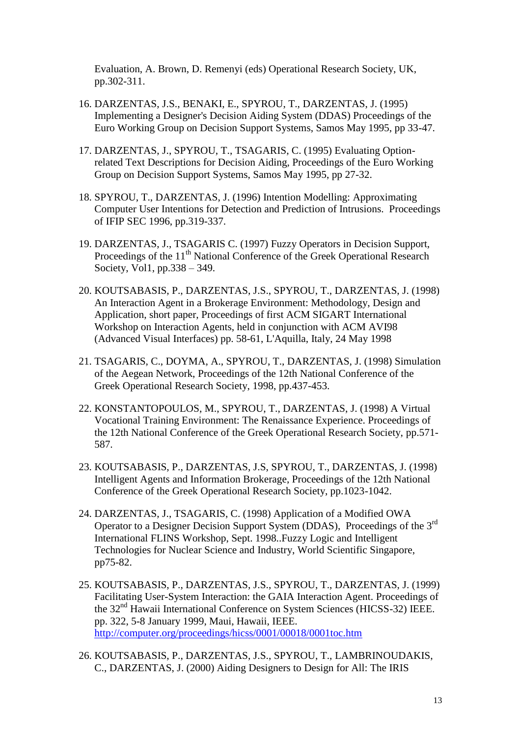Evaluation, A. Brown, D. Remenyi (eds) Operational Research Society, UK, pp.302-311.

16. DARZENTAS, J.S., BENAKI, E., SPYROU, T., DARZENTAS, J. (1995) Implementing a Designer's Decision Aiding System (DDAS) Proceedings of the Euro Working Group on Decision Support Systems, Samos May 1995, pp 33-47.

17. DARZENTAS, J., SPYROU, T., TSAGARIS, C. (1995) Evaluating Option-related Text Descriptions for Decision Aiding, Proceedings of the Euro Working Group on Decision Support Systems, Samos May 1995, pp 27-32.

18. SPYROU, T., DARZENTAS, J. (1996) Intention Modelling: Approximating Computer User Intentions for Detection and Prediction of Intrusions. Proceedings of IFIP SEC 1996, pp.319-337.

19. DARZENTAS, J., TSAGARIS C. (1997) Fuzzy Operators in Decision Support, Proceedings of the 11th National Conference of the Greek Operational Research Society, Vol1, pp.338 – 349.

20. KOUTSABASIS, P., DARZENTAS, J.S., SPYROU, T., DARZENTAS, J. (1998) An Interaction Agent in a Brokerage Environment: Methodology, Design and Application, short paper, Proceedings of first ACM SIGART International Workshop on Interaction Agents, held in conjunction with ACM AVI98 (Advanced Visual Interfaces) pp. 58-61, L'Aquilla, Italy, 24 May 1998

21. TSAGARIS, C., DOYMA, A., SPYROU, T., DARZENTAS, J. (1998) Simulation of the Aegean Network, Proceedings of the 12th National Conference of the Greek Operational Research Society, 1998, pp.437-453.

22. KONSTANTOPOULOS, M., SPYROU, T., DARZENTAS, J. (1998) A Virtual Vocational Training Environment: The Renaissance Experience. Proceedings of the 12th National Conference of the Greek Operational Research Society, pp.571-587.

23. KOUTSABASIS, P., DARZENTAS, J.S, SPYROU, T., DARZENTAS, J. (1998) Intelligent Agents and Information Brokerage, Proceedings of the 12th National Conference of the Greek Operational Research Society, pp.1023-1042.

24. DARZENTAS, J., TSAGARIS, C. (1998) Application of a Modified OWA Operator to a Designer Decision Support System (DDAS), Proceedings of the 3rd International FLINS Workshop, Sept. 1998..Fuzzy Logic and Intelligent Technologies for Nuclear Science and Industry, World Scientific Singapore, pp75-82.

25. KOUTSABASIS, P., DARZENTAS, J.S., SPYROU, T., DARZENTAS, J. (1999) Facilitating User-System Interaction: the GAIA Interaction Agent. Proceedings of the 32nd Hawaii International Conference on System Sciences (HICSS-32) IEEE. pp. 322, 5-8 January 1999, Maui, Hawaii, IEEE. http://computer.org/proceedings/hicss/0001/00018/0001toc.htm

26. KOUTSABASIS, P., DARZENTAS, J.S., SPYROU, T., LAMBRINOUDAKIS, C., DARZENTAS, J. (2000) Aiding Designers to Design for All: The IRIS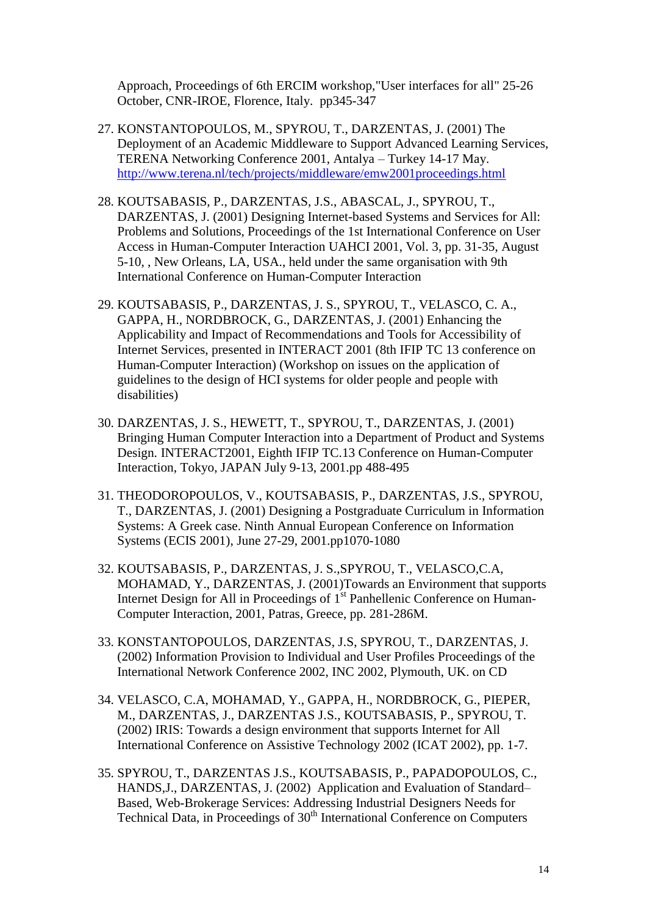Approach, Proceedings of 6th ERCIM workshop,"User interfaces for all" 25-26 October, CNR-IROE, Florence, Italy. pp345-347

27. KONSTANTOPOULOS, M., SPYROU, T., DARZENTAS, J. (2001) The Deployment of an Academic Middleware to Support Advanced Learning Services, TERENA Networking Conference 2001, Antalya – Turkey 14-17 May. http://www.terena.nl/tech/projects/middleware/emw2001proceedings.html

28. KOUTSABASIS, P., DARZENTAS, J.S., ABASCAL, J., SPYROU, T., DARZENTAS, J. (2001) Designing Internet-based Systems and Services for All: Problems and Solutions, Proceedings of the 1st International Conference on User Access in Human-Computer Interaction UAHCI 2001, Vol. 3, pp. 31-35, August 5-10, , New Orleans, LA, USA., held under the same organisation with 9th International Conference on Human-Computer Interaction

29. KOUTSABASIS, P., DARZENTAS, J. S., SPYROU, T., VELASCO, C. A., GAPPA, H., NORDBROCK, G., DARZENTAS, J. (2001) Enhancing the Applicability and Impact of Recommendations and Tools for Accessibility of Internet Services, presented in INTERACT 2001 (8th IFIP TC 13 conference on Human-Computer Interaction) (Workshop on issues on the application of guidelines to the design of HCI systems for older people and people with disabilities)

30. DARZENTAS, J. S., HEWETT, T., SPYROU, T., DARZENTAS, J. (2001) Bringing Human Computer Interaction into a Department of Product and Systems Design. INTERACT2001, Eighth IFIP TC.13 Conference on Human-Computer Interaction, Tokyo, JAPAN July 9-13, 2001.pp 488-495

31. THEODOROPOULOS, V., KOUTSABASIS, P., DARZENTAS, J.S., SPYROU, T., DARZENTAS, J. (2001) Designing a Postgraduate Curriculum in Information Systems: A Greek case. Ninth Annual European Conference on Information Systems (ECIS 2001), June 27-29, 2001.pp1070-1080

32. KOUTSABASIS, P., DARZENTAS, J. S.,SPYROU, T., VELASCO,C.A, MOHAMAD, Y., DARZENTAS, J. (2001)Towards an Environment that supports Internet Design for All in Proceedings of 1st Panhellenic Conference on Human-Computer Interaction, 2001, Patras, Greece, pp. 281-286M.

33. KONSTANTOPOULOS, DARZENTAS, J.S, SPYROU, T., DARZENTAS, J. (2002) Information Provision to Individual and User Profiles Proceedings of the International Network Conference 2002, INC 2002, Plymouth, UK. on CD

34. VELASCO, C.A, MOHAMAD, Y., GAPPA, H., NORDBROCK, G., PIEPER, M., DARZENTAS, J., DARZENTAS J.S., KOUTSABASIS, P., SPYROU, T. (2002) IRIS: Towards a design environment that supports Internet for All International Conference on Assistive Technology 2002 (ICAT 2002), pp. 1-7.

35. SPYROU, T., DARZENTAS J.S., KOUTSABASIS, P., PAPADOPOULOS, C., HANDS,J., DARZENTAS, J. (2002) Application and Evaluation of Standard–Based, Web-Brokerage Services: Addressing Industrial Designers Needs for Technical Data, in Proceedings of 30th International Conference on Computers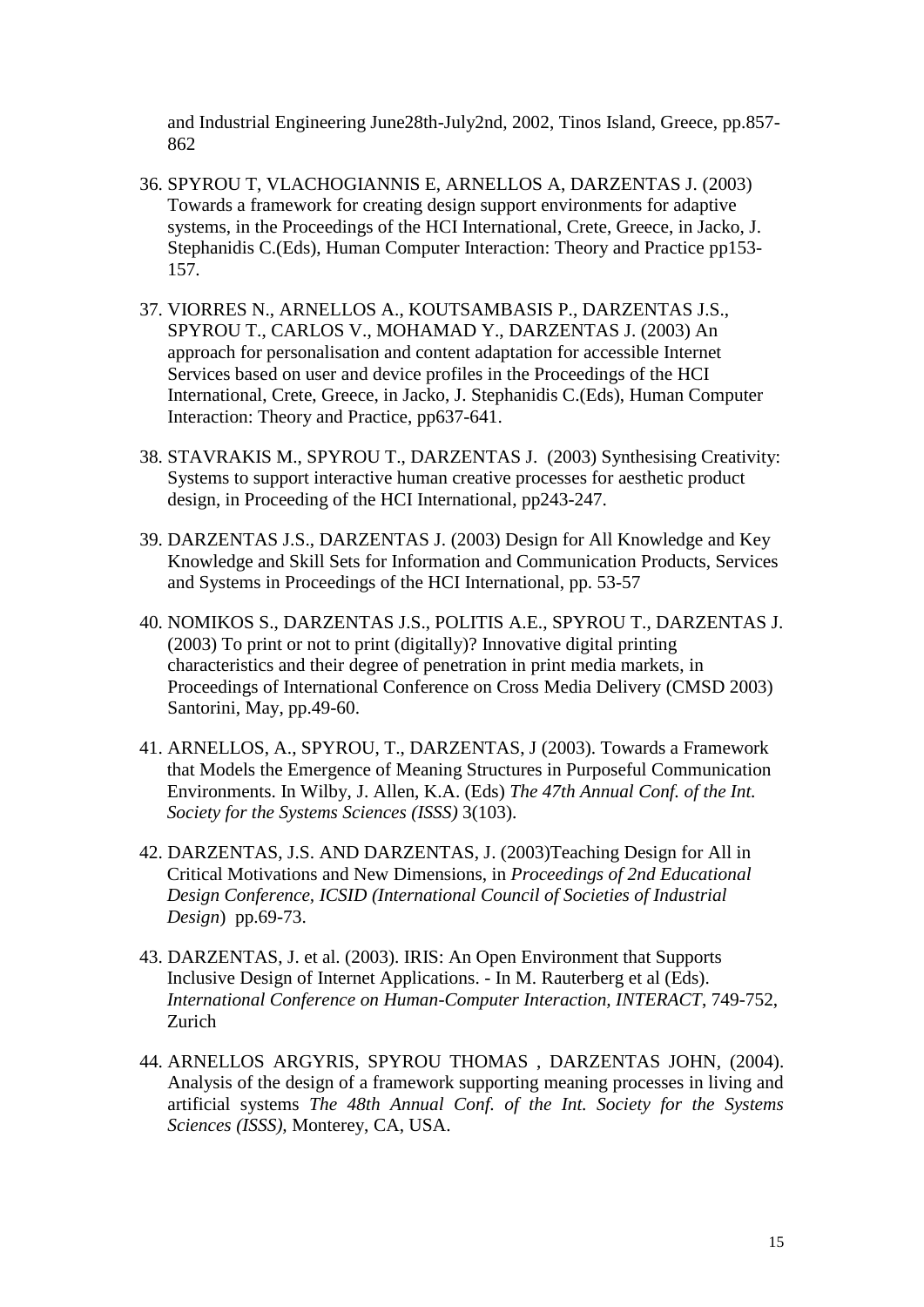and Industrial Engineering June28th-July2nd, 2002, Tinos Island, Greece, pp.857-862

36. SPYROU T, VLACHOGIANNIS E, ARNELLOS A, DARZENTAS J. (2003) Towards a framework for creating design support environments for adaptive systems, in the Proceedings of the HCI International, Crete, Greece, in Jacko, J. Stephanidis C.(Eds), Human Computer Interaction: Theory and Practice pp153-157.

37. VIORRES N., ARNELLOS A., KOUTSAMBASIS P., DARZENTAS J.S., SPYROU T., CARLOS V., MOHAMAD Y., DARZENTAS J. (2003) An approach for personalisation and content adaptation for accessible Internet Services based on user and device profiles in the Proceedings of the HCI International, Crete, Greece, in Jacko, J. Stephanidis C.(Eds), Human Computer Interaction: Theory and Practice, pp637-641.

38. STAVRAKIS M., SPYROU T., DARZENTAS J. (2003) Synthesising Creativity: Systems to support interactive human creative processes for aesthetic product design, in Proceeding of the HCI International, pp243-247.

39. DARZENTAS J.S., DARZENTAS J. (2003) Design for All Knowledge and Key Knowledge and Skill Sets for Information and Communication Products, Services and Systems in Proceedings of the HCI International, pp. 53-57

40. NOMIKOS S., DARZENTAS J.S., POLITIS A.E., SPYROU T., DARZENTAS J. (2003) To print or not to print (digitally)? Innovative digital printing characteristics and their degree of penetration in print media markets, in Proceedings of International Conference on Cross Media Delivery (CMSD 2003) Santorini, May, pp.49-60.

41. ARNELLOS, A., SPYROU, T., DARZENTAS, J (2003). Towards a Framework that Models the Emergence of Meaning Structures in Purposeful Communication Environments. In Wilby, J. Allen, K.A. (Eds) *The 47th Annual Conf. of the Int. Society for the Systems Sciences (ISSS)* 3(103).

42. DARZENTAS, J.S. AND DARZENTAS, J. (2003)Teaching Design for All in Critical Motivations and New Dimensions, in *Proceedings of 2nd Educational Design Conference, ICSID (International Council of Societies of Industrial Design*) pp.69-73.

43. DARZENTAS, J. et al. (2003). IRIS: An Open Environment that Supports Inclusive Design of Internet Applications. - In M. Rauterberg et al (Eds). *International Conference on Human-Computer Interaction, INTERACT*, 749-752, Zurich

44. ARNELLOS ARGYRIS, SPYROU THOMAS , DARZENTAS JOHN, (2004). Analysis of the design of a framework supporting meaning processes in living and artificial systems *The 48th Annual Conf. of the Int. Society for the Systems Sciences (ISSS)*, Monterey, CA, USA.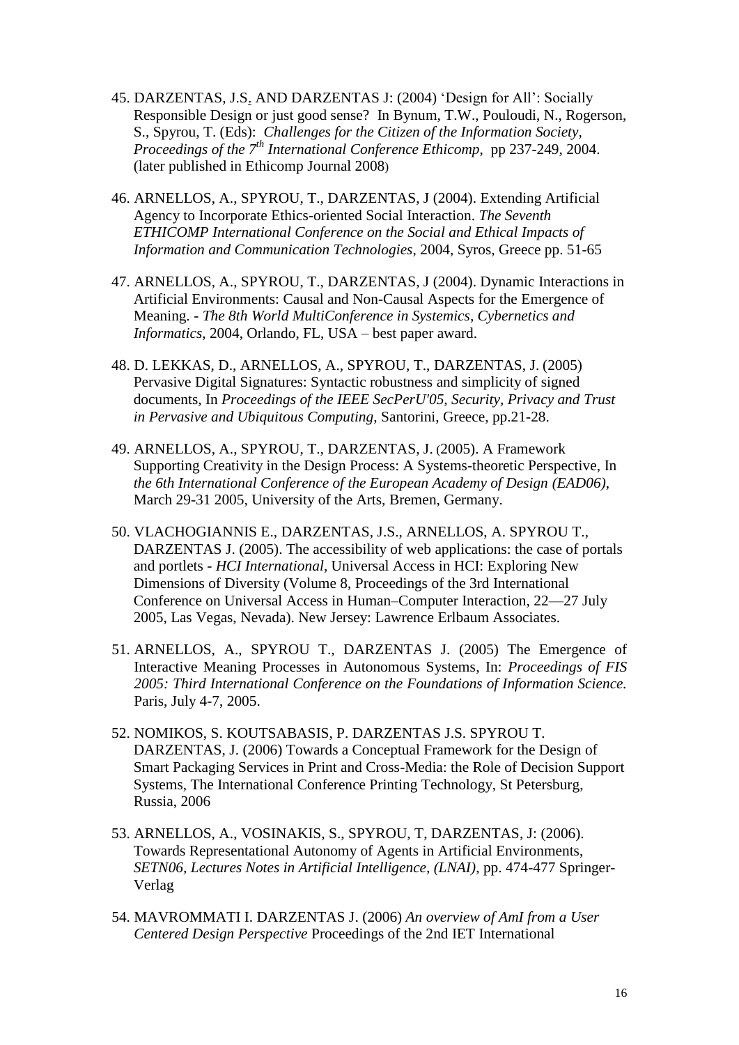45. DARZENTAS, J.S. AND DARZENTAS J: (2004) 'Design for All': Socially Responsible Design or just good sense? In Bynum, T.W., Pouloudi, N., Rogerson, S., Spyrou, T. (Eds): *Challenges for the Citizen of the Information Society, Proceedings of the 7th International Conference Ethicomp*, pp 237-249, 2004. (later published in Ethicomp Journal 2008)

46. ARNELLOS, A., SPYROU, T., DARZENTAS, J (2004). Extending Artificial Agency to Incorporate Ethics-oriented Social Interaction. *The Seventh ETHICOMP International Conference on the Social and Ethical Impacts of Information and Communication Technologies*, 2004, Syros, Greece pp. 51-65

47. ARNELLOS, A., SPYROU, T., DARZENTAS, J (2004). Dynamic Interactions in Artificial Environments: Causal and Non-Causal Aspects for the Emergence of Meaning. - *The 8th World MultiConference in Systemics, Cybernetics and Informatics*, 2004, Orlando, FL, USA – best paper award.

48. D. LEKKAS, D., ARNELLOS, A., SPYROU, T., DARZENTAS, J. (2005) Pervasive Digital Signatures: Syntactic robustness and simplicity of signed documents, In *Proceedings of the IEEE SecPerU'05, Security, Privacy and Trust in Pervasive and Ubiquitous Computing*, Santorini, Greece, pp.21-28.

49. ARNELLOS, A., SPYROU, T., DARZENTAS, J. (2005). A Framework Supporting Creativity in the Design Process: A Systems-theoretic Perspective, In *the 6th International Conference of the European Academy of Design (EAD06)*, March 29-31 2005, University of the Arts, Bremen, Germany.

50. VLACHOGIANNIS E., DARZENTAS, J.S., ARNELLOS, A. SPYROU T., DARZENTAS J. (2005). The accessibility of web applications: the case of portals and portlets - *HCI International*, Universal Access in HCI: Exploring New Dimensions of Diversity (Volume 8, Proceedings of the 3rd International Conference on Universal Access in Human–Computer Interaction, 22—27 July 2005, Las Vegas, Nevada). New Jersey: Lawrence Erlbaum Associates.

51. ARNELLOS, A., SPYROU T., DARZENTAS J. (2005) The Emergence of Interactive Meaning Processes in Autonomous Systems, In: *Proceedings of FIS 2005: Third International Conference on the Foundations of Information Science.* Paris, July 4-7, 2005.

52. NOMIKOS, S. KOUTSABASIS, P. DARZENTAS J.S. SPYROU T. DARZENTAS, J. (2006) Towards a Conceptual Framework for the Design of Smart Packaging Services in Print and Cross-Media: the Role of Decision Support Systems, The International Conference Printing Technology, St Petersburg, Russia, 2006

53. ARNELLOS, A., VOSINAKIS, S., SPYROU, T, DARZENTAS, J: (2006). Towards Representational Autonomy of Agents in Artificial Environments, *SETN06, Lectures Notes in Artificial Intelligence, (LNAI)*, pp. 474-477 Springer-Verlag

54. MAVROMMATI I. DARZENTAS J. (2006) *An overview of AmI from a User Centered Design Perspective* Proceedings of the 2nd IET International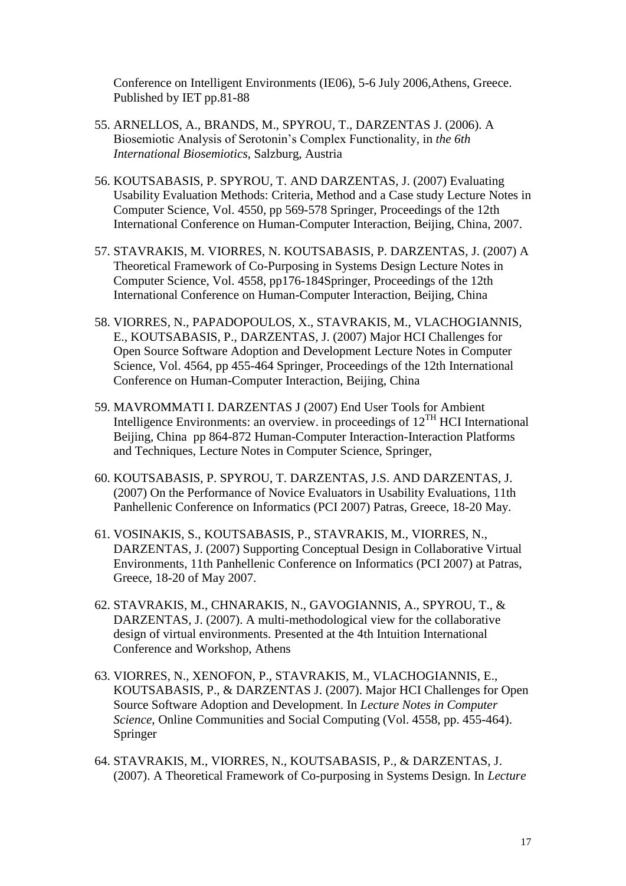Conference on Intelligent Environments (IE06), 5-6 July 2006,Athens, Greece. Published by IET pp.81-88

55. ARNELLOS, A., BRANDS, M., SPYROU, T., DARZENTAS J. (2006). A Biosemiotic Analysis of Serotonin's Complex Functionality, in *the 6th International Biosemiotics*, Salzburg, Austria

56. KOUTSABASIS, P. SPYROU, T. AND DARZENTAS, J. (2007) Evaluating Usability Evaluation Methods: Criteria, Method and a Case study Lecture Notes in Computer Science, Vol. 4550, pp 569-578 Springer, Proceedings of the 12th International Conference on Human-Computer Interaction, Beijing, China, 2007.

57. STAVRAKIS, M. VIORRES, N. KOUTSABASIS, P. DARZENTAS, J. (2007) A Theoretical Framework of Co-Purposing in Systems Design Lecture Notes in Computer Science, Vol. 4558, pp176-184Springer, Proceedings of the 12th International Conference on Human-Computer Interaction, Beijing, China

58. VIORRES, N., PAPADOPOULOS, X., STAVRAKIS, M., VLACHOGIANNIS, E., KOUTSABASIS, P., DARZENTAS, J. (2007) Major HCI Challenges for Open Source Software Adoption and Development Lecture Notes in Computer Science, Vol. 4564, pp 455-464 Springer, Proceedings of the 12th International Conference on Human-Computer Interaction, Beijing, China

59. MAVROMMATI I. DARZENTAS J (2007) End User Tools for Ambient Intelligence Environments: an overview. in proceedings of 12[TH] HCI International Beijing, China pp 864-872 Human-Computer Interaction-Interaction Platforms and Techniques, Lecture Notes in Computer Science, Springer,

60. KOUTSABASIS, P. SPYROU, T. DARZENTAS, J.S. AND DARZENTAS, J. (2007) On the Performance of Novice Evaluators in Usability Evaluations, 11th Panhellenic Conference on Informatics (PCI 2007) Patras, Greece, 18-20 May.

61. VOSINAKIS, S., KOUTSABASIS, P., STAVRAKIS, M., VIORRES, N., DARZENTAS, J. (2007) Supporting Conceptual Design in Collaborative Virtual Environments, 11th Panhellenic Conference on Informatics (PCI 2007) at Patras, Greece, 18-20 of May 2007.

62. STAVRAKIS, M., CHNARAKIS, N., GAVOGIANNIS, A., SPYROU, T., & DARZENTAS, J. (2007). A multi-methodological view for the collaborative design of virtual environments. Presented at the 4th Intuition International Conference and Workshop, Athens

63. VIORRES, N., XENOFON, P., STAVRAKIS, M., VLACHOGIANNIS, E., KOUTSABASIS, P., & DARZENTAS J. (2007). Major HCI Challenges for Open Source Software Adoption and Development. In *Lecture Notes in Computer Science*, Online Communities and Social Computing (Vol. 4558, pp. 455-464). Springer

64. STAVRAKIS, M., VIORRES, N., KOUTSABASIS, P., & DARZENTAS, J. (2007). A Theoretical Framework of Co-purposing in Systems Design. In *Lecture*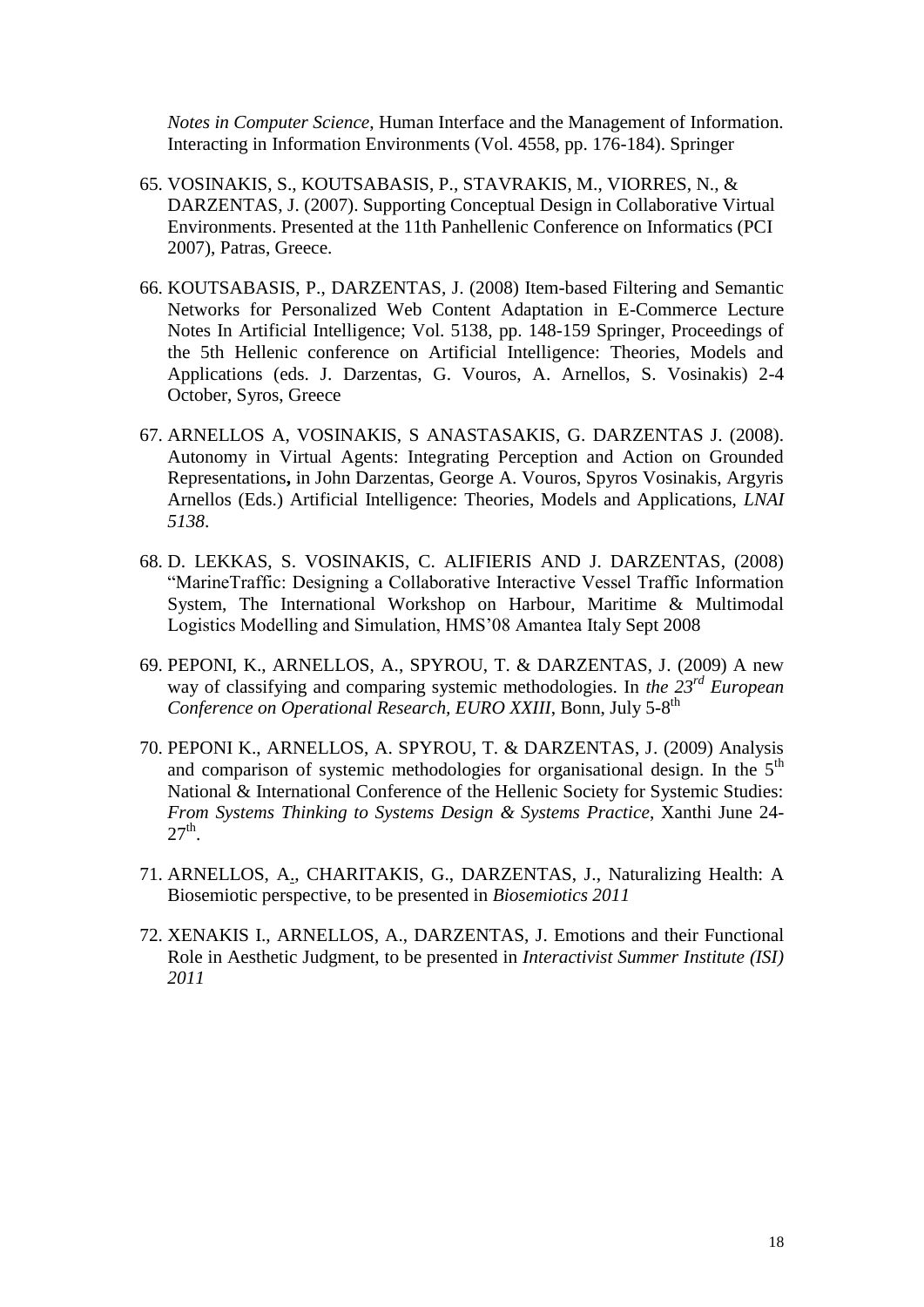*Notes in Computer Science*, Human Interface and the Management of Information. Interacting in Information Environments (Vol. 4558, pp. 176-184). Springer

65. VOSINAKIS, S., KOUTSABASIS, P., STAVRAKIS, M., VIORRES, N., & DARZENTAS, J. (2007). Supporting Conceptual Design in Collaborative Virtual Environments. Presented at the 11th Panhellenic Conference on Informatics (PCI 2007), Patras, Greece.

66. KOUTSABASIS, P., DARZENTAS, J. (2008) Item-based Filtering and Semantic Networks for Personalized Web Content Adaptation in E-Commerce Lecture Notes In Artificial Intelligence; Vol. 5138, pp. 148-159 Springer, Proceedings of the 5th Hellenic conference on Artificial Intelligence: Theories, Models and Applications (eds. J. Darzentas, G. Vouros, A. Arnellos, S. Vosinakis) 2-4 October, Syros, Greece

67. ARNELLOS A, VOSINAKIS, S ANASTASAKIS, G. DARZENTAS J. (2008). Autonomy in Virtual Agents: Integrating Perception and Action on Grounded Representations**,** in John Darzentas, George A. Vouros, Spyros Vosinakis, Argyris Arnellos (Eds.) Artificial Intelligence: Theories, Models and Applications, *LNAI 5138*.

68. D. LEKKAS, S. VOSINAKIS, C. ALIFIERIS AND J. DARZENTAS, (2008) "MarineTraffic: Designing a Collaborative Interactive Vessel Traffic Information System, The International Workshop on Harbour, Maritime & Multimodal Logistics Modelling and Simulation, HMS'08 Amantea Italy Sept 2008

69. PEPONI, K., ARNELLOS, A., SPYROU, T. & DARZENTAS, J. (2009) A new way of classifying and comparing systemic methodologies. In *the 23rd European Conference on Operational Research, EURO XXIII*, Bonn, July 5-8th

70. PEPONI K., ARNELLOS, A. SPYROU, T. & DARZENTAS, J. (2009) Analysis and comparison of systemic methodologies for organisational design. In the 5th National & International Conference of the Hellenic Society for Systemic Studies: *From Systems Thinking to Systems Design & Systems Practice*, Xanthi June 24-27th.

71. ARNELLOS, A., CHARITAKIS, G., DARZENTAS, J., Naturalizing Health: A Biosemiotic perspective, to be presented in *Biosemiotics 2011*

72. XENAKIS I., ARNELLOS, A., DARZENTAS, J. Emotions and their Functional Role in Aesthetic Judgment, to be presented in *Interactivist Summer Institute (ISI) 2011*